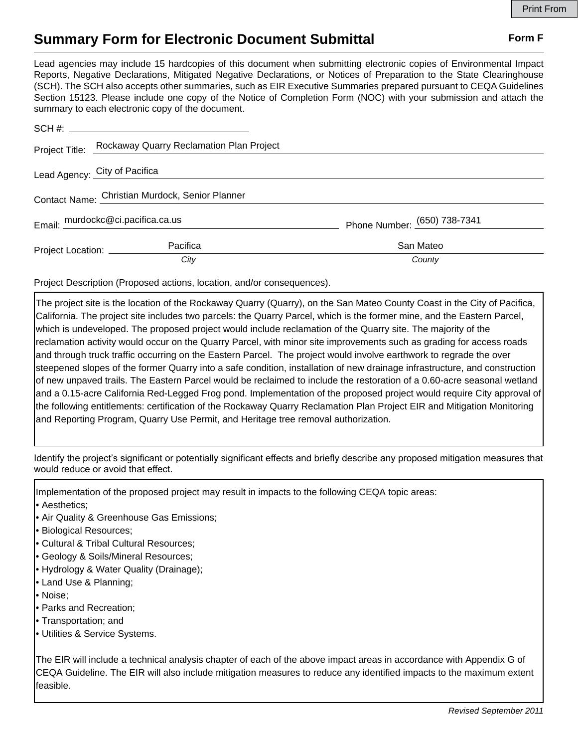Print From

# Summary Form for Electronic Document Submittal

**Form F**

Lead agencies may include 15 hardcopies of this document when submitting electronic copies of Environmental Impact Reports, Negative Declarations, Mitigated Negative Declarations, or Notices of Preparation to the State Clearinghouse (SCH). The SCH also accepts other summaries, such as EIR Executive Summaries prepared pursuant to CEQA Guidelines Section 15123. Please include one copy of the Notice of Completion Form (NOC) with your submission and attach the summary to each electronic copy of the document.

SCH #: ______________________

Project Title: Rockaway Quarry Reclamation Plan Project

Lead Agency: City of Pacifica

Contact Name: Christian Murdock, Senior Planner

Email: murdockc@ci.pacifica.ca.us

Phone Number: (650) 738-7341

Project Location: Pacifica (*City*) San Mateo (*County*)

Project Description (Proposed actions, location, and/or consequences).

The project site is the location of the Rockaway Quarry (Quarry), on the San Mateo County Coast in the City of Pacifica, California. The project site includes two parcels: the Quarry Parcel, which is the former mine, and the Eastern Parcel, which is undeveloped. The proposed project would include reclamation of the Quarry site. The majority of the reclamation activity would occur on the Quarry Parcel, with minor site improvements such as grading for access roads and through truck traffic occurring on the Eastern Parcel. The project would involve earthwork to regrade the over steepened slopes of the former Quarry into a safe condition, installation of new drainage infrastructure, and construction of new unpaved trails. The Eastern Parcel would be reclaimed to include the restoration of a 0.60-acre seasonal wetland and a 0.15-acre California Red-Legged Frog pond. Implementation of the proposed project would require City approval of the following entitlements: certification of the Rockaway Quarry Reclamation Plan Project EIR and Mitigation Monitoring and Reporting Program, Quarry Use Permit, and Heritage tree removal authorization.

Identify the project's significant or potentially significant effects and briefly describe any proposed mitigation measures that would reduce or avoid that effect.

Implementation of the proposed project may result in impacts to the following CEQA topic areas:

- Aesthetics;
- Air Quality & Greenhouse Gas Emissions;
- Biological Resources;
- Cultural & Tribal Cultural Resources;
- Geology & Soils/Mineral Resources;
- Hydrology & Water Quality (Drainage);
- Land Use & Planning;
- Noise;
- Parks and Recreation;
- Transportation; and
- Utilities & Service Systems.

The EIR will include a technical analysis chapter of each of the above impact areas in accordance with Appendix G of CEQA Guideline. The EIR will also include mitigation measures to reduce any identified impacts to the maximum extent feasible.

*Revised September 2011*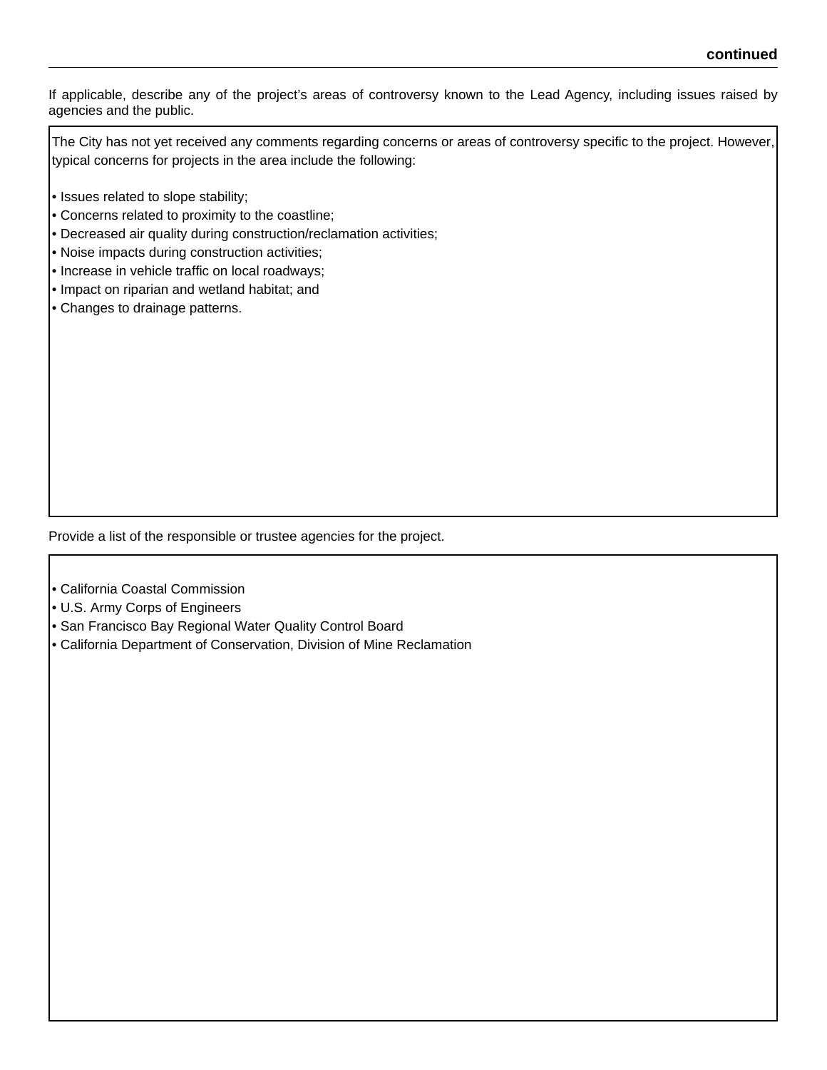**continued**

If applicable, describe any of the project's areas of controversy known to the Lead Agency, including issues raised by agencies and the public.

The City has not yet received any comments regarding concerns or areas of controversy specific to the project. However, typical concerns for projects in the area include the following:

- Issues related to slope stability;
- Concerns related to proximity to the coastline;
- Decreased air quality during construction/reclamation activities;
- Noise impacts during construction activities;
- Increase in vehicle traffic on local roadways;
- Impact on riparian and wetland habitat; and
- Changes to drainage patterns.

Provide a list of the responsible or trustee agencies for the project.

- California Coastal Commission
- U.S. Army Corps of Engineers
- San Francisco Bay Regional Water Quality Control Board
- California Department of Conservation, Division of Mine Reclamation